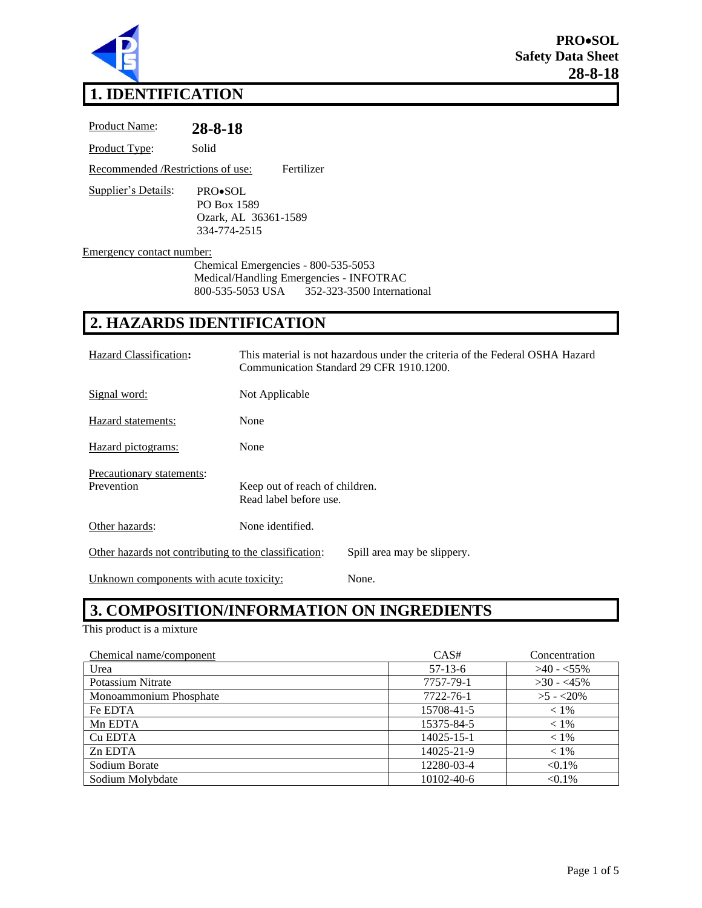**PRO•SOL**
**Safety Data Sheet**
**28-8-18**

# 1. IDENTIFICATION

Product Name: **28-8-18**

Product Type: Solid

Recommended /Restrictions of use: Fertilizer

Supplier's Details:
PRO•SOL
PO Box 1589
Ozark, AL 36361-1589
334-774-2515

Emergency contact number:
Chemical Emergencies - 800-535-5053
Medical/Handling Emergencies - INFOTRAC
800-535-5053 USA 352-323-3500 International

# 2. HAZARDS IDENTIFICATION

Hazard Classification**:** This material is not hazardous under the criteria of the Federal OSHA Hazard Communication Standard 29 CFR 1910.1200.

Signal word: Not Applicable

Hazard statements: None

Hazard pictograms: None

Precautionary statements:
Prevention Keep out of reach of children.
Read label before use.

Other hazards: None identified.

Other hazards not contributing to the classification: Spill area may be slippery.

Unknown components with acute toxicity: None.

# 3. COMPOSITION/INFORMATION ON INGREDIENTS

This product is a mixture

| Chemical name/component | CAS# | Concentration |
|---|---|---|
| Urea | 57-13-6 | >40 - <55% |
| Potassium Nitrate | 7757-79-1 | >30 - <45% |
| Monoammonium Phosphate | 7722-76-1 | >5 - <20% |
| Fe EDTA | 15708-41-5 | < 1% |
| Mn EDTA | 15375-84-5 | < 1% |
| Cu EDTA | 14025-15-1 | < 1% |
| Zn EDTA | 14025-21-9 | < 1% |
| Sodium Borate | 12280-03-4 | <0.1% |
| Sodium Molybdate | 10102-40-6 | <0.1% |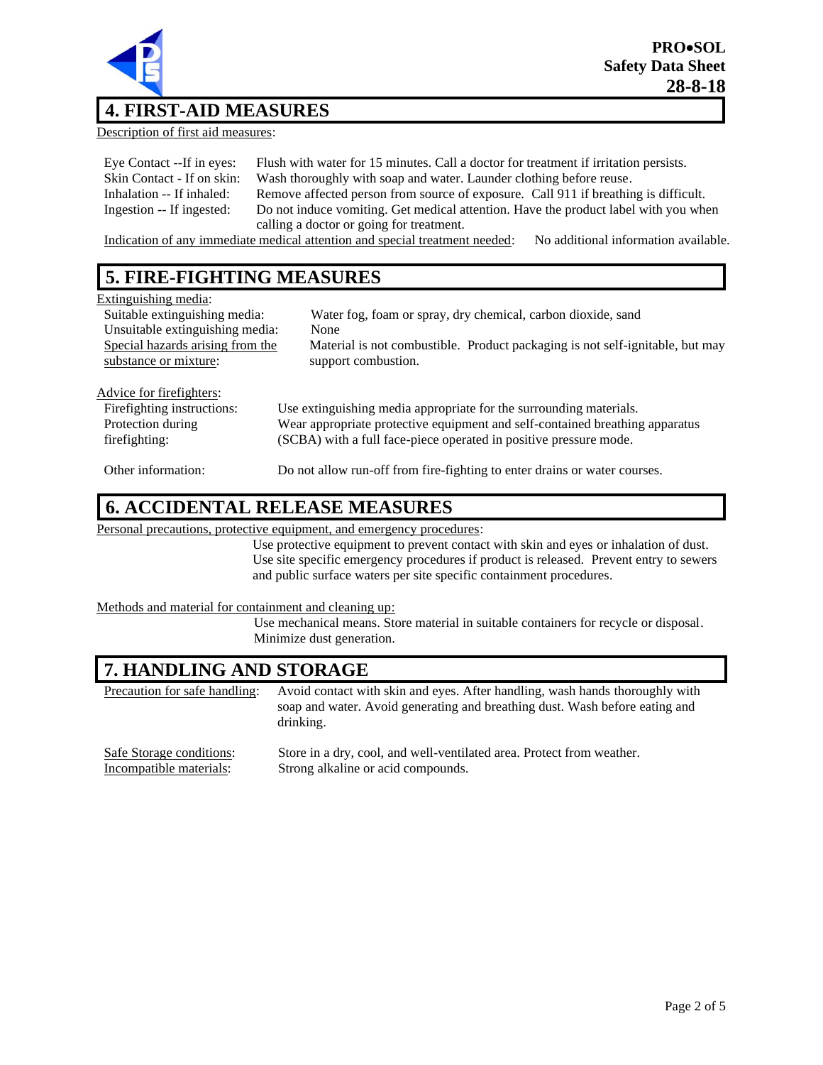## 4. FIRST-AID MEASURES

Description of first aid measures:

| | |
|---|---|
| Eye Contact --If in eyes: | Flush with water for 15 minutes. Call a doctor for treatment if irritation persists. |
| Skin Contact - If on skin: | Wash thoroughly with soap and water. Launder clothing before reuse. |
| Inhalation -- If inhaled: | Remove affected person from source of exposure. Call 911 if breathing is difficult. |
| Ingestion -- If ingested: | Do not induce vomiting. Get medical attention. Have the product label with you when calling a doctor or going for treatment. |

Indication of any immediate medical attention and special treatment needed: No additional information available.

## 5. FIRE-FIGHTING MEASURES

Extinguishing media:

| | |
|---|---|
| Suitable extinguishing media: | Water fog, foam or spray, dry chemical, carbon dioxide, sand |
| Unsuitable extinguishing media: | None |
| Special hazards arising from the substance or mixture: | Material is not combustible. Product packaging is not self-ignitable, but may support combustion. |

Advice for firefighters:

| | |
|---|---|
| Firefighting instructions: | Use extinguishing media appropriate for the surrounding materials. |
| Protection during firefighting: | Wear appropriate protective equipment and self-contained breathing apparatus (SCBA) with a full face-piece operated in positive pressure mode. |
| Other information: | Do not allow run-off from fire-fighting to enter drains or water courses. |

## 6. ACCIDENTAL RELEASE MEASURES

Personal precautions, protective equipment, and emergency procedures:

Use protective equipment to prevent contact with skin and eyes or inhalation of dust. Use site specific emergency procedures if product is released. Prevent entry to sewers and public surface waters per site specific containment procedures.

Methods and material for containment and cleaning up:

Use mechanical means. Store material in suitable containers for recycle or disposal. Minimize dust generation.

## 7. HANDLING AND STORAGE

| | |
|---|---|
| Precaution for safe handling: | Avoid contact with skin and eyes. After handling, wash hands thoroughly with soap and water. Avoid generating and breathing dust. Wash before eating and drinking. |
| Safe Storage conditions: | Store in a dry, cool, and well-ventilated area. Protect from weather. |
| Incompatible materials: | Strong alkaline or acid compounds. |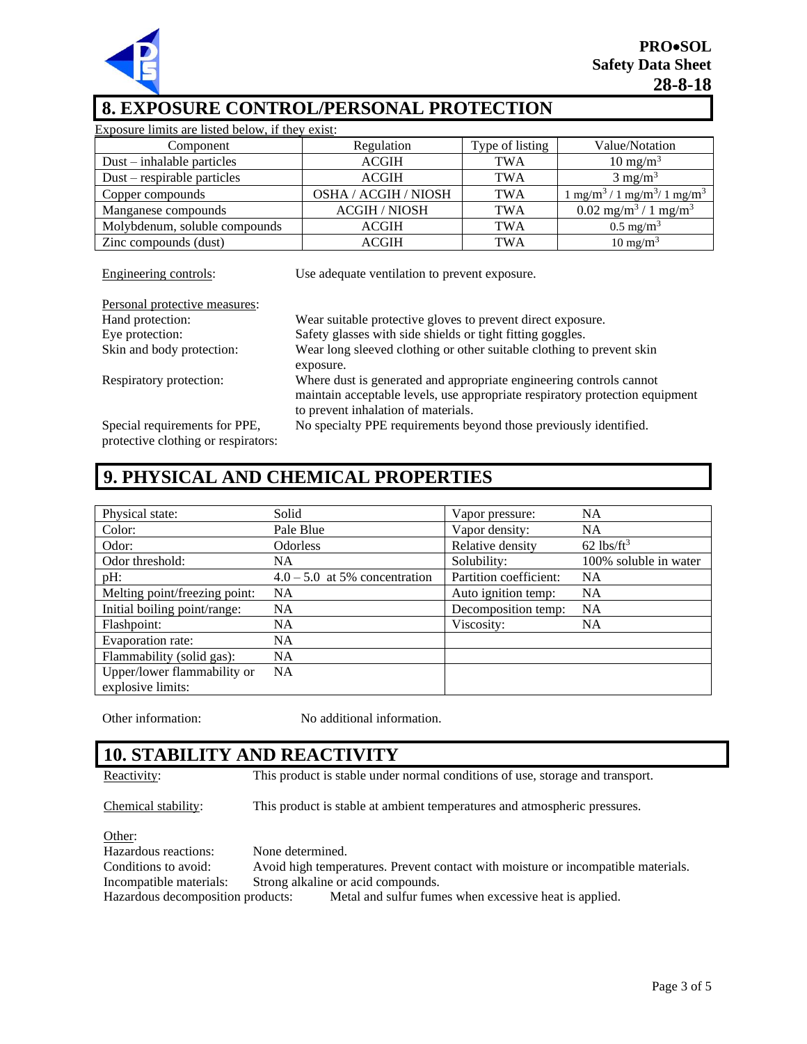## 8. EXPOSURE CONTROL/PERSONAL PROTECTION

Exposure limits are listed below, if they exist:

| Component | Regulation | Type of listing | Value/Notation |
|---|---|---|---|
| Dust – inhalable particles | ACGIH | TWA | 10 mg/m$^3$ |
| Dust – respirable particles | ACGIH | TWA | 3 mg/m$^3$ |
| Copper compounds | OSHA / ACGIH / NIOSH | TWA | 1 mg/m$^3$ / 1 mg/m$^3$/ 1 mg/m$^3$ |
| Manganese compounds | ACGIH / NIOSH | TWA | 0.02 mg/m$^3$ / 1 mg/m$^3$ |
| Molybdenum, soluble compounds | ACGIH | TWA | 0.5 mg/m$^3$ |
| Zinc compounds (dust) | ACGIH | TWA | 10 mg/m$^3$ |

Engineering controls: Use adequate ventilation to prevent exposure.

Personal protective measures:

Hand protection: Wear suitable protective gloves to prevent direct exposure.

Eye protection: Safety glasses with side shields or tight fitting goggles.

Skin and body protection: Wear long sleeved clothing or other suitable clothing to prevent skin exposure.

Respiratory protection: Where dust is generated and appropriate engineering controls cannot maintain acceptable levels, use appropriate respiratory protection equipment to prevent inhalation of materials.

Special requirements for PPE, protective clothing or respirators: No specialty PPE requirements beyond those previously identified.

## 9. PHYSICAL AND CHEMICAL PROPERTIES

| | | | |
|---|---|---|---|
| Physical state: | Solid | Vapor pressure: | NA |
| Color: | Pale Blue | Vapor density: | NA |
| Odor: | Odorless | Relative density | 62 lbs/ft$^3$ |
| Odor threshold: | NA | Solubility: | 100% soluble in water |
| pH: | 4.0 – 5.0 at 5% concentration | Partition coefficient: | NA |
| Melting point/freezing point: | NA | Auto ignition temp: | NA |
| Initial boiling point/range: | NA | Decomposition temp: | NA |
| Flashpoint: | NA | Viscosity: | NA |
| Evaporation rate: | NA | | |
| Flammability (solid gas): | NA | | |
| Upper/lower flammability or explosive limits: | NA | | |

Other information: No additional information.

## 10. STABILITY AND REACTIVITY

Reactivity: This product is stable under normal conditions of use, storage and transport.

Chemical stability: This product is stable at ambient temperatures and atmospheric pressures.

Other:

Hazardous reactions: None determined.

Conditions to avoid: Avoid high temperatures. Prevent contact with moisture or incompatible materials.

Incompatible materials: Strong alkaline or acid compounds.

Hazardous decomposition products: Metal and sulfur fumes when excessive heat is applied.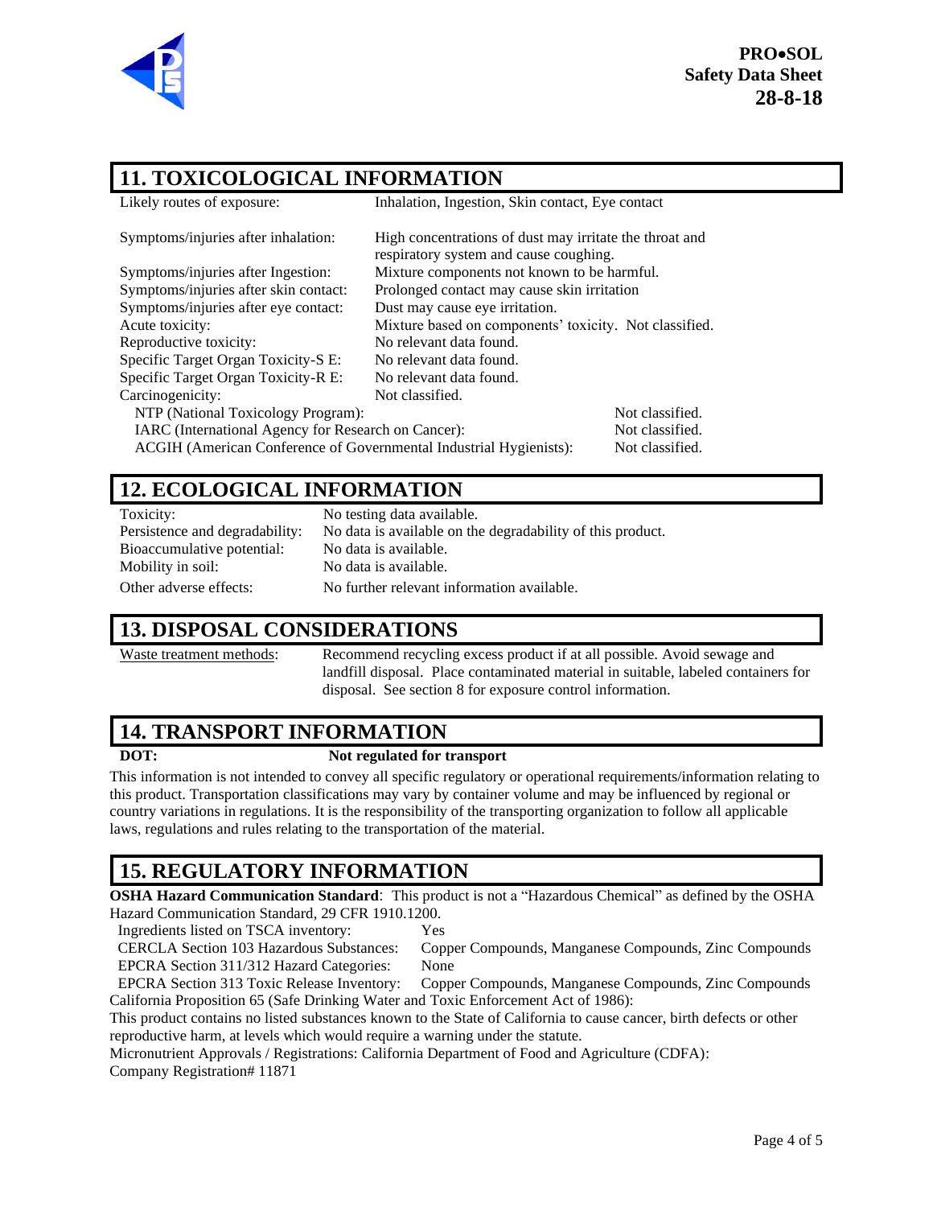## 11. TOXICOLOGICAL INFORMATION

| | |
|---|---|
| Likely routes of exposure: | Inhalation, Ingestion, Skin contact, Eye contact |
| Symptoms/injuries after inhalation: | High concentrations of dust may irritate the throat and respiratory system and cause coughing. |
| Symptoms/injuries after Ingestion: | Mixture components not known to be harmful. |
| Symptoms/injuries after skin contact: | Prolonged contact may cause skin irritation |
| Symptoms/injuries after eye contact: | Dust may cause eye irritation. |
| Acute toxicity: | Mixture based on components' toxicity. Not classified. |
| Reproductive toxicity: | No relevant data found. |
| Specific Target Organ Toxicity-S E: | No relevant data found. |
| Specific Target Organ Toxicity-R E: | No relevant data found. |
| Carcinogenicity: | Not classified. |

| | |
|---|---|
| NTP (National Toxicology Program): | Not classified. |
| IARC (International Agency for Research on Cancer): | Not classified. |
| ACGIH (American Conference of Governmental Industrial Hygienists): | Not classified. |

## 12. ECOLOGICAL INFORMATION

| | |
|---|---|
| Toxicity: | No testing data available. |
| Persistence and degradability: | No data is available on the degradability of this product. |
| Bioaccumulative potential: | No data is available. |
| Mobility in soil: | No data is available. |
| Other adverse effects: | No further relevant information available. |

## 13. DISPOSAL CONSIDERATIONS

Waste treatment methods: Recommend recycling excess product if at all possible. Avoid sewage and landfill disposal. Place contaminated material in suitable, labeled containers for disposal. See section 8 for exposure control information.

## 14. TRANSPORT INFORMATION

**DOT:** **Not regulated for transport**

This information is not intended to convey all specific regulatory or operational requirements/information relating to this product. Transportation classifications may vary by container volume and may be influenced by regional or country variations in regulations. It is the responsibility of the transporting organization to follow all applicable laws, regulations and rules relating to the transportation of the material.

## 15. REGULATORY INFORMATION

**OSHA Hazard Communication Standard**: This product is not a "Hazardous Chemical" as defined by the OSHA Hazard Communication Standard, 29 CFR 1910.1200.

| | |
|---|---|
| Ingredients listed on TSCA inventory: | Yes |
| CERCLA Section 103 Hazardous Substances: | Copper Compounds, Manganese Compounds, Zinc Compounds |
| EPCRA Section 311/312 Hazard Categories: | None |
| EPCRA Section 313 Toxic Release Inventory: | Copper Compounds, Manganese Compounds, Zinc Compounds |

California Proposition 65 (Safe Drinking Water and Toxic Enforcement Act of 1986):

This product contains no listed substances known to the State of California to cause cancer, birth defects or other reproductive harm, at levels which would require a warning under the statute.

Micronutrient Approvals / Registrations: California Department of Food and Agriculture (CDFA): Company Registration# 11871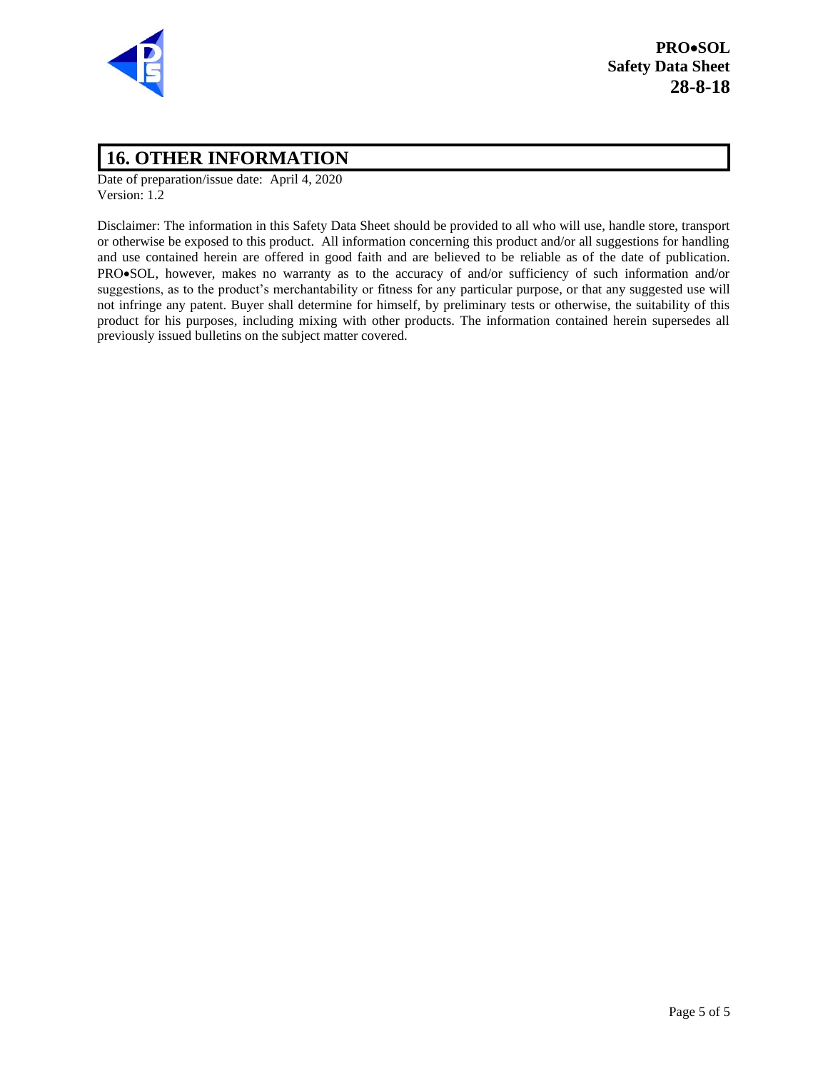## 16. OTHER INFORMATION

Date of preparation/issue date: April 4, 2020
Version: 1.2

Disclaimer: The information in this Safety Data Sheet should be provided to all who will use, handle store, transport or otherwise be exposed to this product. All information concerning this product and/or all suggestions for handling and use contained herein are offered in good faith and are believed to be reliable as of the date of publication. PRO•SOL, however, makes no warranty as to the accuracy of and/or sufficiency of such information and/or suggestions, as to the product's merchantability or fitness for any particular purpose, or that any suggested use will not infringe any patent. Buyer shall determine for himself, by preliminary tests or otherwise, the suitability of this product for his purposes, including mixing with other products. The information contained herein supersedes all previously issued bulletins on the subject matter covered.